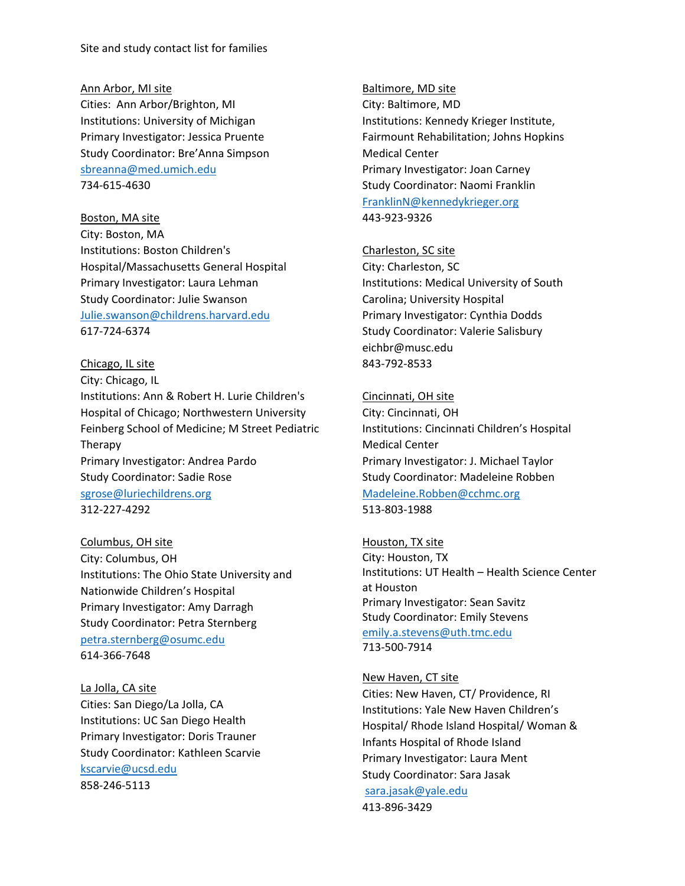Site and study contact list for families

Ann Arbor, MI site
Cities: Ann Arbor/Brighton, MI
Institutions: University of Michigan
Primary Investigator: Jessica Pruente
Study Coordinator: Bre'Anna Simpson
sbreanna@med.umich.edu
734-615-4630

Boston, MA site
City: Boston, MA
Institutions: Boston Children's Hospital/Massachusetts General Hospital
Primary Investigator: Laura Lehman
Study Coordinator: Julie Swanson
Julie.swanson@childrens.harvard.edu
617-724-6374

Chicago, IL site
City: Chicago, IL
Institutions: Ann & Robert H. Lurie Children's Hospital of Chicago; Northwestern University Feinberg School of Medicine; M Street Pediatric Therapy
Primary Investigator: Andrea Pardo
Study Coordinator: Sadie Rose
sgrose@luriechildrens.org
312-227-4292

Columbus, OH site
City: Columbus, OH
Institutions: The Ohio State University and Nationwide Children's Hospital
Primary Investigator: Amy Darragh
Study Coordinator: Petra Sternberg
petra.sternberg@osumc.edu
614-366-7648

La Jolla, CA site
Cities: San Diego/La Jolla, CA
Institutions: UC San Diego Health
Primary Investigator: Doris Trauner
Study Coordinator: Kathleen Scarvie
kscarvie@ucsd.edu
858-246-5113

Baltimore, MD site
City: Baltimore, MD
Institutions: Kennedy Krieger Institute, Fairmount Rehabilitation; Johns Hopkins Medical Center
Primary Investigator: Joan Carney
Study Coordinator: Naomi Franklin
FranklinN@kennedykrieger.org
443-923-9326

Charleston, SC site
City: Charleston, SC
Institutions: Medical University of South Carolina; University Hospital
Primary Investigator: Cynthia Dodds
Study Coordinator: Valerie Salisbury
eichbr@musc.edu
843-792-8533

Cincinnati, OH site
City: Cincinnati, OH
Institutions: Cincinnati Children's Hospital Medical Center
Primary Investigator: J. Michael Taylor
Study Coordinator: Madeleine Robben
Madeleine.Robben@cchmc.org
513-803-1988

Houston, TX site
City: Houston, TX
Institutions: UT Health – Health Science Center at Houston
Primary Investigator: Sean Savitz
Study Coordinator: Emily Stevens
emily.a.stevens@uth.tmc.edu
713-500-7914

New Haven, CT site
Cities: New Haven, CT/ Providence, RI
Institutions: Yale New Haven Children's Hospital/ Rhode Island Hospital/ Woman & Infants Hospital of Rhode Island
Primary Investigator: Laura Ment
Study Coordinator: Sara Jasak
sara.jasak@yale.edu
413-896-3429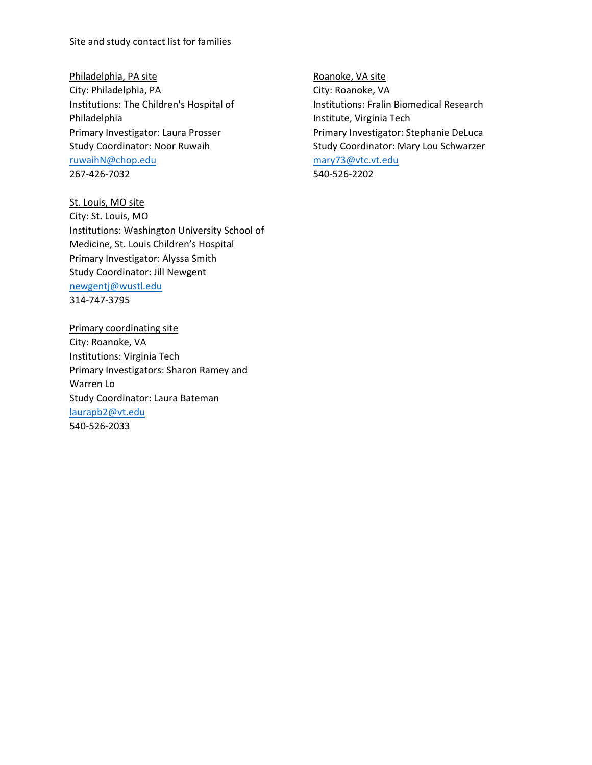Site and study contact list for families

Philadelphia, PA site
City: Philadelphia, PA
Institutions: The Children's Hospital of Philadelphia
Primary Investigator: Laura Prosser
Study Coordinator: Noor Ruwaih
ruwaihN@chop.edu
267-426-7032

St. Louis, MO site
City: St. Louis, MO
Institutions: Washington University School of Medicine, St. Louis Children's Hospital
Primary Investigator: Alyssa Smith
Study Coordinator: Jill Newgent
newgentj@wustl.edu
314-747-3795

Primary coordinating site
City: Roanoke, VA
Institutions: Virginia Tech
Primary Investigators: Sharon Ramey and Warren Lo
Study Coordinator: Laura Bateman
laurapb2@vt.edu
540-526-2033

Roanoke, VA site
City: Roanoke, VA
Institutions: Fralin Biomedical Research Institute, Virginia Tech
Primary Investigator: Stephanie DeLuca
Study Coordinator: Mary Lou Schwarzer
mary73@vtc.vt.edu
540-526-2202